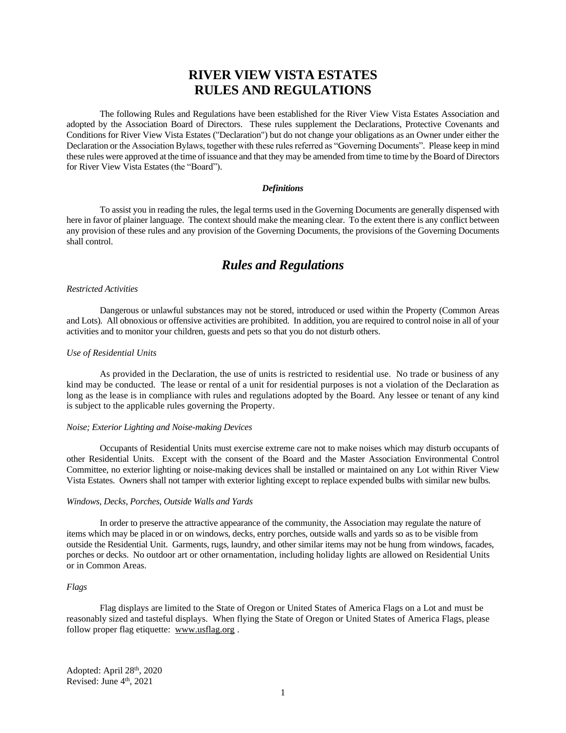# RIVER VIEW VISTA ESTATES
# RULES AND REGULATIONS

The following Rules and Regulations have been established for the River View Vista Estates Association and adopted by the Association Board of Directors. These rules supplement the Declarations, Protective Covenants and Conditions for River View Vista Estates ("Declaration") but do not change your obligations as an Owner under either the Declaration or the Association Bylaws, together with these rules referred as "Governing Documents". Please keep in mind these rules were approved at the time of issuance and that they may be amended from time to time by the Board of Directors for River View Vista Estates (the "Board").

### *Definitions*

To assist you in reading the rules, the legal terms used in the Governing Documents are generally dispensed with here in favor of plainer language. The context should make the meaning clear. To the extent there is any conflict between any provision of these rules and any provision of the Governing Documents, the provisions of the Governing Documents shall control.

## *Rules and Regulations*

*Restricted Activities*

Dangerous or unlawful substances may not be stored, introduced or used within the Property (Common Areas and Lots). All obnoxious or offensive activities are prohibited. In addition, you are required to control noise in all of your activities and to monitor your children, guests and pets so that you do not disturb others.

*Use of Residential Units*

As provided in the Declaration, the use of units is restricted to residential use. No trade or business of any kind may be conducted. The lease or rental of a unit for residential purposes is not a violation of the Declaration as long as the lease is in compliance with rules and regulations adopted by the Board. Any lessee or tenant of any kind is subject to the applicable rules governing the Property.

*Noise; Exterior Lighting and Noise-making Devices*

Occupants of Residential Units must exercise extreme care not to make noises which may disturb occupants of other Residential Units. Except with the consent of the Board and the Master Association Environmental Control Committee, no exterior lighting or noise-making devices shall be installed or maintained on any Lot within River View Vista Estates. Owners shall not tamper with exterior lighting except to replace expended bulbs with similar new bulbs.

*Windows, Decks, Porches, Outside Walls and Yards*

In order to preserve the attractive appearance of the community, the Association may regulate the nature of items which may be placed in or on windows, decks, entry porches, outside walls and yards so as to be visible from outside the Residential Unit. Garments, rugs, laundry, and other similar items may not be hung from windows, facades, porches or decks. No outdoor art or other ornamentation, including holiday lights are allowed on Residential Units or in Common Areas.

*Flags*

Flag displays are limited to the State of Oregon or United States of America Flags on a Lot and must be reasonably sized and tasteful displays. When flying the State of Oregon or United States of America Flags, please follow proper flag etiquette: www.usflag.org .

Adopted: April 28th, 2020
Revised: June 4th, 2021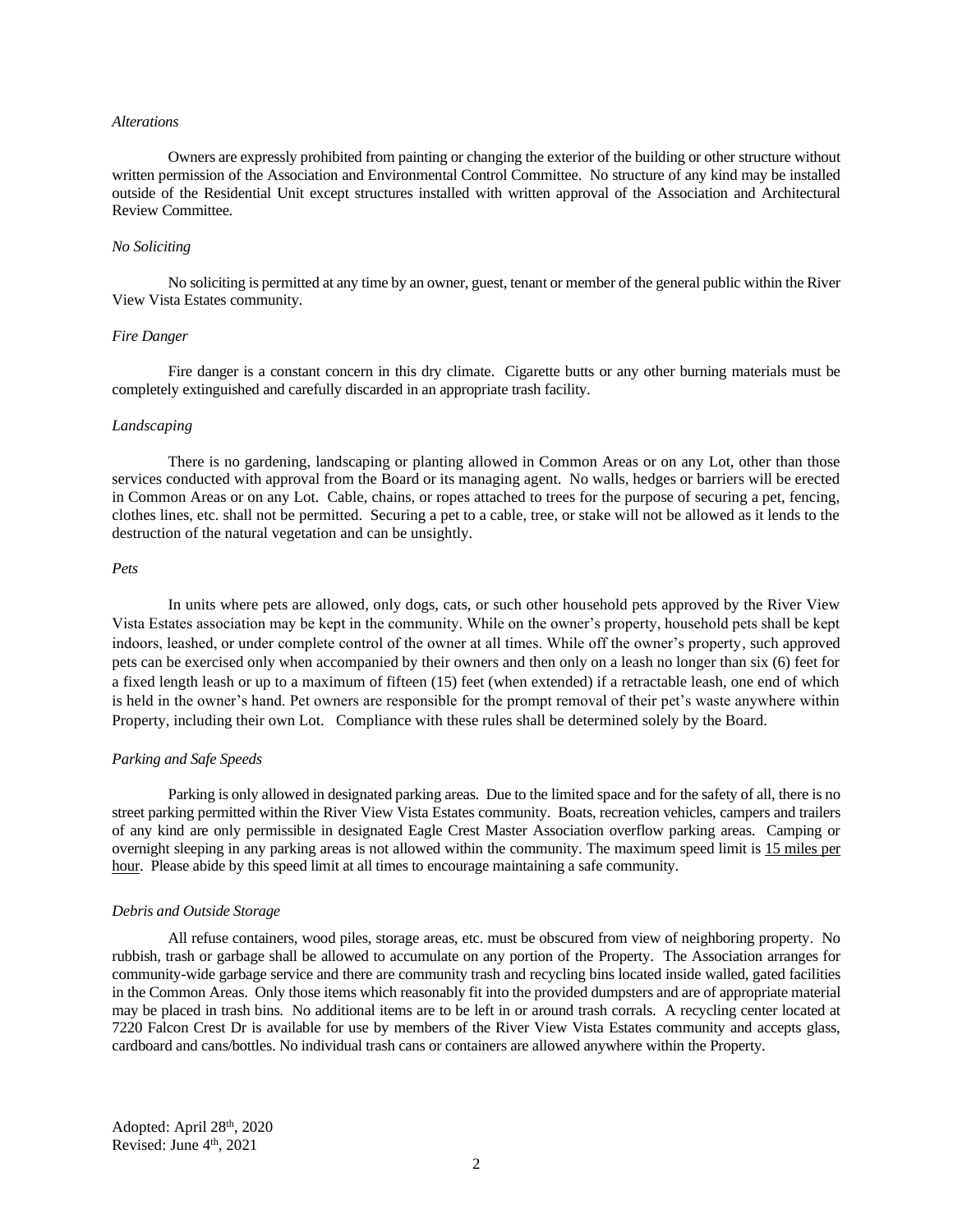*Alterations*

Owners are expressly prohibited from painting or changing the exterior of the building or other structure without written permission of the Association and Environmental Control Committee. No structure of any kind may be installed outside of the Residential Unit except structures installed with written approval of the Association and Architectural Review Committee.

*No Soliciting*

No soliciting is permitted at any time by an owner, guest, tenant or member of the general public within the River View Vista Estates community.

*Fire Danger*

Fire danger is a constant concern in this dry climate. Cigarette butts or any other burning materials must be completely extinguished and carefully discarded in an appropriate trash facility.

*Landscaping*

There is no gardening, landscaping or planting allowed in Common Areas or on any Lot, other than those services conducted with approval from the Board or its managing agent. No walls, hedges or barriers will be erected in Common Areas or on any Lot. Cable, chains, or ropes attached to trees for the purpose of securing a pet, fencing, clothes lines, etc. shall not be permitted. Securing a pet to a cable, tree, or stake will not be allowed as it lends to the destruction of the natural vegetation and can be unsightly.

*Pets*

In units where pets are allowed, only dogs, cats, or such other household pets approved by the River View Vista Estates association may be kept in the community. While on the owner's property, household pets shall be kept indoors, leashed, or under complete control of the owner at all times. While off the owner's property, such approved pets can be exercised only when accompanied by their owners and then only on a leash no longer than six (6) feet for a fixed length leash or up to a maximum of fifteen (15) feet (when extended) if a retractable leash, one end of which is held in the owner's hand. Pet owners are responsible for the prompt removal of their pet's waste anywhere within Property, including their own Lot. Compliance with these rules shall be determined solely by the Board.

*Parking and Safe Speeds*

Parking is only allowed in designated parking areas. Due to the limited space and for the safety of all, there is no street parking permitted within the River View Vista Estates community. Boats, recreation vehicles, campers and trailers of any kind are only permissible in designated Eagle Crest Master Association overflow parking areas. Camping or overnight sleeping in any parking areas is not allowed within the community. The maximum speed limit is 15 miles per hour. Please abide by this speed limit at all times to encourage maintaining a safe community.

*Debris and Outside Storage*

All refuse containers, wood piles, storage areas, etc. must be obscured from view of neighboring property. No rubbish, trash or garbage shall be allowed to accumulate on any portion of the Property. The Association arranges for community-wide garbage service and there are community trash and recycling bins located inside walled, gated facilities in the Common Areas. Only those items which reasonably fit into the provided dumpsters and are of appropriate material may be placed in trash bins. No additional items are to be left in or around trash corrals. A recycling center located at 7220 Falcon Crest Dr is available for use by members of the River View Vista Estates community and accepts glass, cardboard and cans/bottles. No individual trash cans or containers are allowed anywhere within the Property.

Adopted: April 28th, 2020
Revised: June 4th, 2021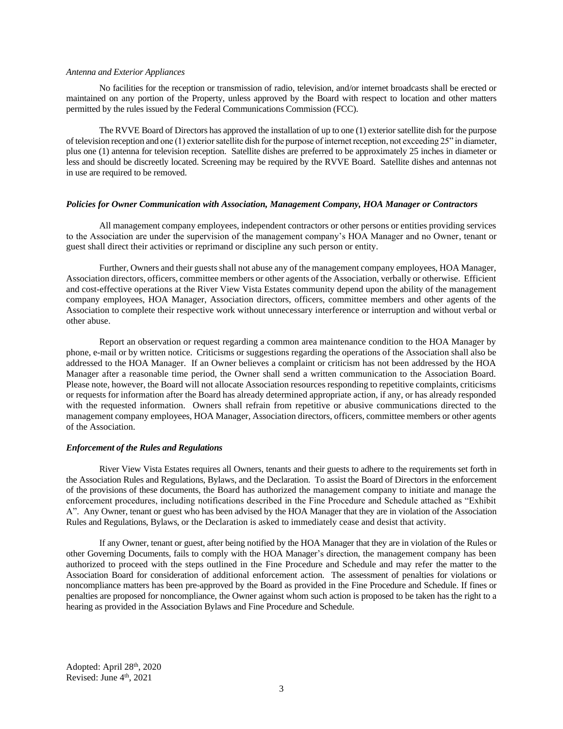*Antenna and Exterior Appliances*

No facilities for the reception or transmission of radio, television, and/or internet broadcasts shall be erected or maintained on any portion of the Property, unless approved by the Board with respect to location and other matters permitted by the rules issued by the Federal Communications Commission (FCC).

The RVVE Board of Directors has approved the installation of up to one (1) exterior satellite dish for the purpose of television reception and one (1) exterior satellite dish for the purpose of internet reception, not exceeding 25" in diameter, plus one (1) antenna for television reception. Satellite dishes are preferred to be approximately 25 inches in diameter or less and should be discreetly located. Screening may be required by the RVVE Board. Satellite dishes and antennas not in use are required to be removed.

***Policies for Owner Communication with Association, Management Company, HOA Manager or Contractors***

All management company employees, independent contractors or other persons or entities providing services to the Association are under the supervision of the management company's HOA Manager and no Owner, tenant or guest shall direct their activities or reprimand or discipline any such person or entity.

Further, Owners and their guests shall not abuse any of the management company employees, HOA Manager, Association directors, officers, committee members or other agents of the Association, verbally or otherwise. Efficient and cost-effective operations at the River View Vista Estates community depend upon the ability of the management company employees, HOA Manager, Association directors, officers, committee members and other agents of the Association to complete their respective work without unnecessary interference or interruption and without verbal or other abuse.

Report an observation or request regarding a common area maintenance condition to the HOA Manager by phone, e-mail or by written notice. Criticisms or suggestions regarding the operations of the Association shall also be addressed to the HOA Manager. If an Owner believes a complaint or criticism has not been addressed by the HOA Manager after a reasonable time period, the Owner shall send a written communication to the Association Board. Please note, however, the Board will not allocate Association resources responding to repetitive complaints, criticisms or requests for information after the Board has already determined appropriate action, if any, or has already responded with the requested information. Owners shall refrain from repetitive or abusive communications directed to the management company employees, HOA Manager, Association directors, officers, committee members or other agents of the Association.

***Enforcement of the Rules and Regulations***

River View Vista Estates requires all Owners, tenants and their guests to adhere to the requirements set forth in the Association Rules and Regulations, Bylaws, and the Declaration. To assist the Board of Directors in the enforcement of the provisions of these documents, the Board has authorized the management company to initiate and manage the enforcement procedures, including notifications described in the Fine Procedure and Schedule attached as "Exhibit A". Any Owner, tenant or guest who has been advised by the HOA Manager that they are in violation of the Association Rules and Regulations, Bylaws, or the Declaration is asked to immediately cease and desist that activity.

If any Owner, tenant or guest, after being notified by the HOA Manager that they are in violation of the Rules or other Governing Documents, fails to comply with the HOA Manager's direction, the management company has been authorized to proceed with the steps outlined in the Fine Procedure and Schedule and may refer the matter to the Association Board for consideration of additional enforcement action. The assessment of penalties for violations or noncompliance matters has been pre-approved by the Board as provided in the Fine Procedure and Schedule. If fines or penalties are proposed for noncompliance, the Owner against whom such action is proposed to be taken has the right to a hearing as provided in the Association Bylaws and Fine Procedure and Schedule.

Adopted: April 28th, 2020
Revised: June 4th, 2021